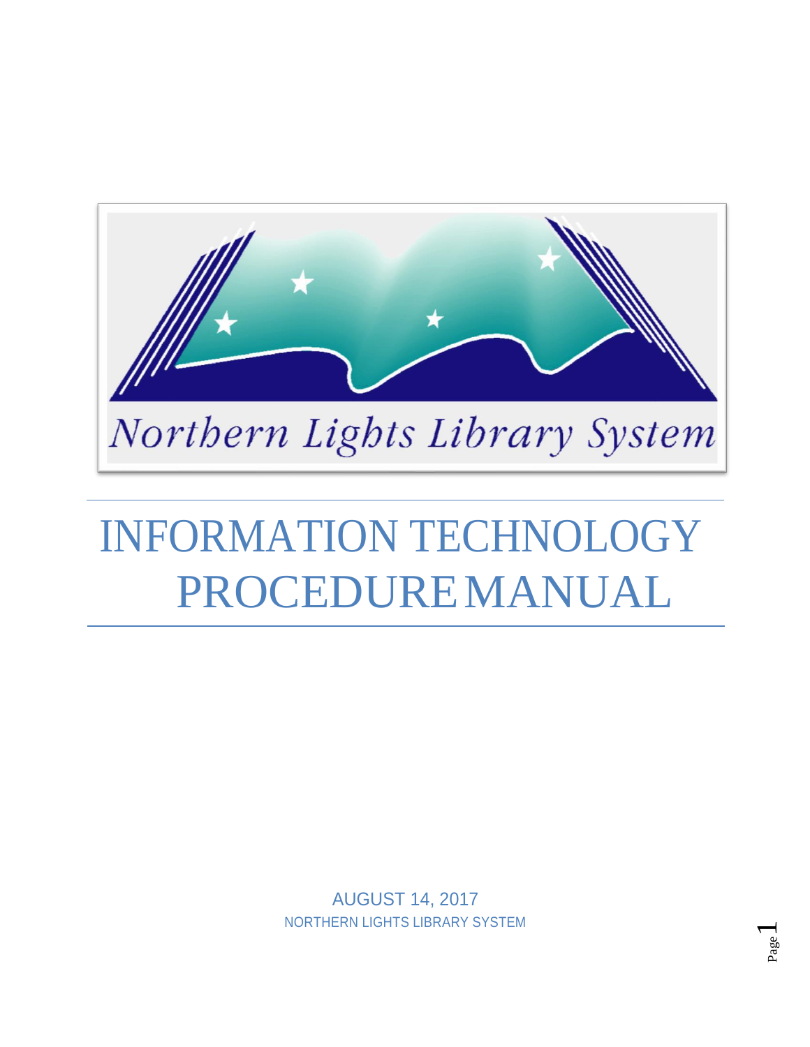Northern Lights Library System

# INFORMATION TECHNOLOGY PROCEDURE MANUAL

AUGUST 14, 2017

NORTHERN LIGHTS LIBRARY SYSTEM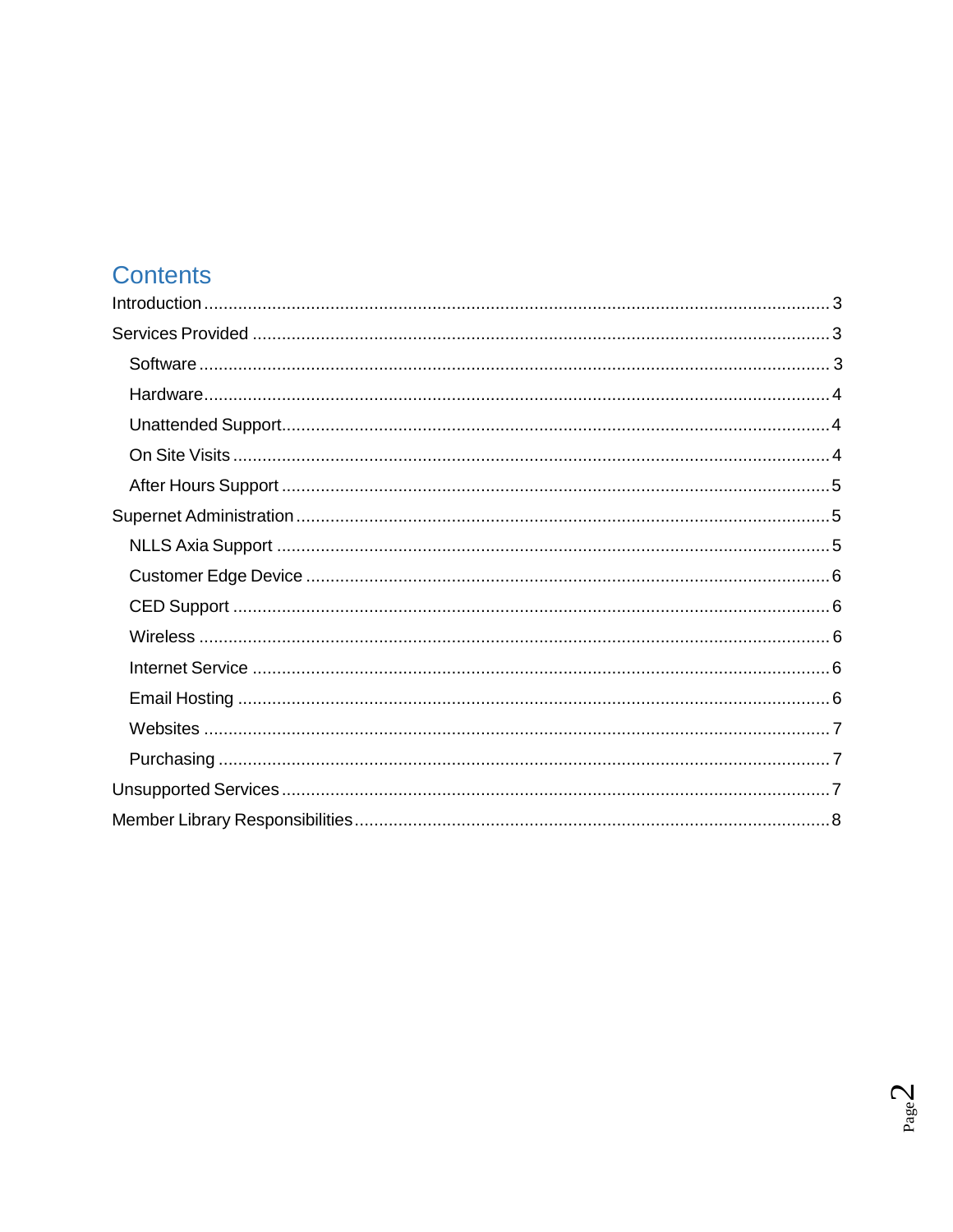# Contents

- Introduction ........ 3
- Services Provided ........ 3
  - Software ........ 3
  - Hardware ........ 4
  - Unattended Support ........ 4
  - On Site Visits ........ 4
  - After Hours Support ........ 5
- Supernet Administration ........ 5
  - NLLS Axia Support ........ 5
  - Customer Edge Device ........ 6
  - CED Support ........ 6
  - Wireless ........ 6
  - Internet Service ........ 6
  - Email Hosting ........ 6
  - Websites ........ 7
  - Purchasing ........ 7
- Unsupported Services ........ 7
- Member Library Responsibilities ........ 8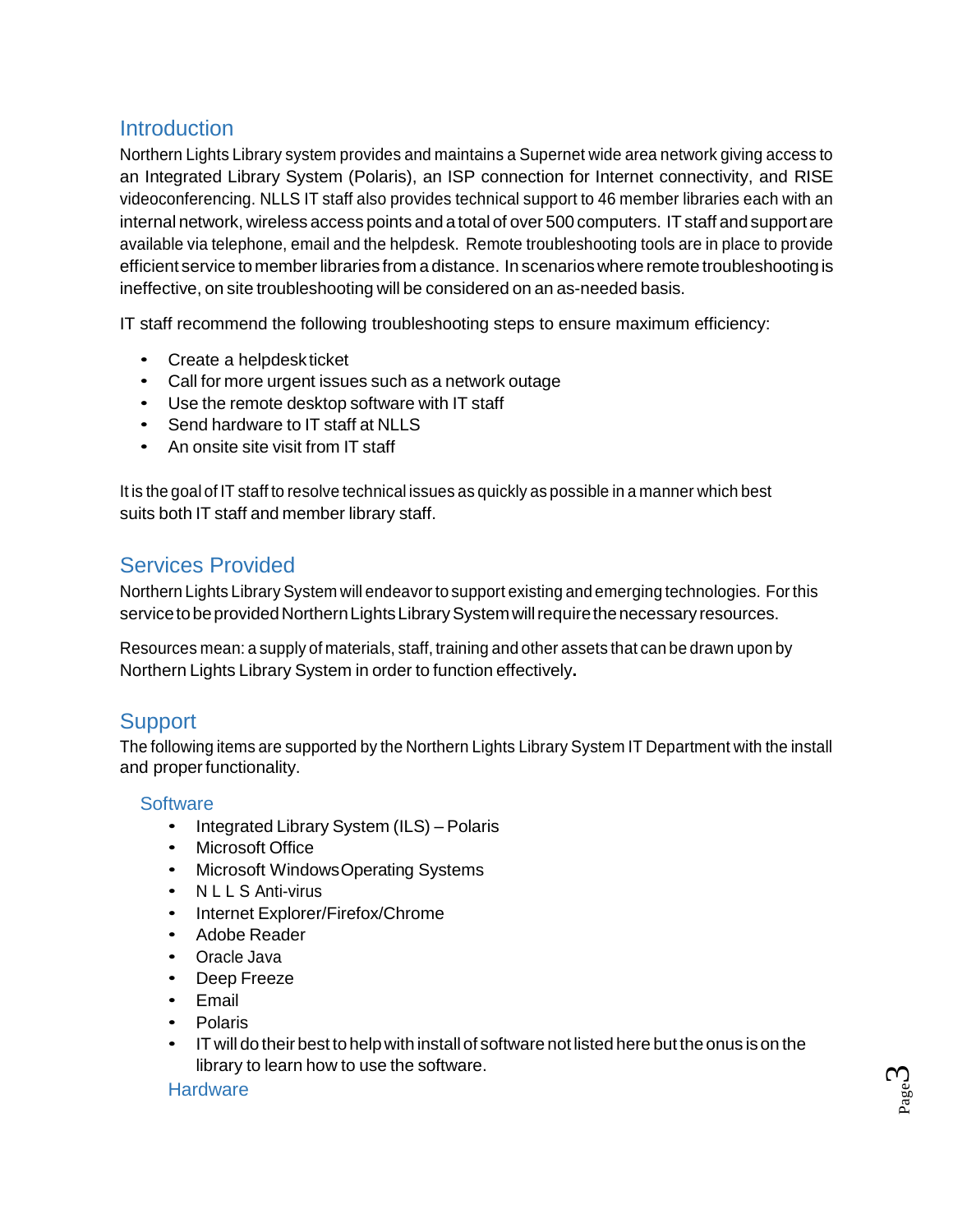## Introduction

Northern Lights Library system provides and maintains a Supernet wide area network giving access to an Integrated Library System (Polaris), an ISP connection for Internet connectivity, and RISE videoconferencing. NLLS IT staff also provides technical support to 46 member libraries each with an internal network, wireless access points and a total of over 500 computers. IT staff and support are available via telephone, email and the helpdesk. Remote troubleshooting tools are in place to provide efficient service to member libraries from a distance. In scenarios where remote troubleshooting is ineffective, on site troubleshooting will be considered on an as-needed basis.

IT staff recommend the following troubleshooting steps to ensure maximum efficiency:

- Create a helpdesk ticket
- Call for more urgent issues such as a network outage
- Use the remote desktop software with IT staff
- Send hardware to IT staff at NLLS
- An onsite site visit from IT staff

It is the goal of IT staff to resolve technical issues as quickly as possible in a manner which best suits both IT staff and member library staff.

## Services Provided

Northern Lights Library System will endeavor to support existing and emerging technologies. For this service to be provided Northern Lights Library System will require the necessary resources.

Resources mean: a supply of materials, staff, training and other assets that can be drawn upon by Northern Lights Library System in order to function effectively.

## Support

The following items are supported by the Northern Lights Library System IT Department with the install and proper functionality.

### Software

- Integrated Library System (ILS) – Polaris
- Microsoft Office
- Microsoft Windows Operating Systems
- N L L S Anti-virus
- Internet Explorer/Firefox/Chrome
- Adobe Reader
- Oracle Java
- Deep Freeze
- Email
- Polaris
- IT will do their best to help with install of software not listed here but the onus is on the library to learn how to use the software.

### Hardware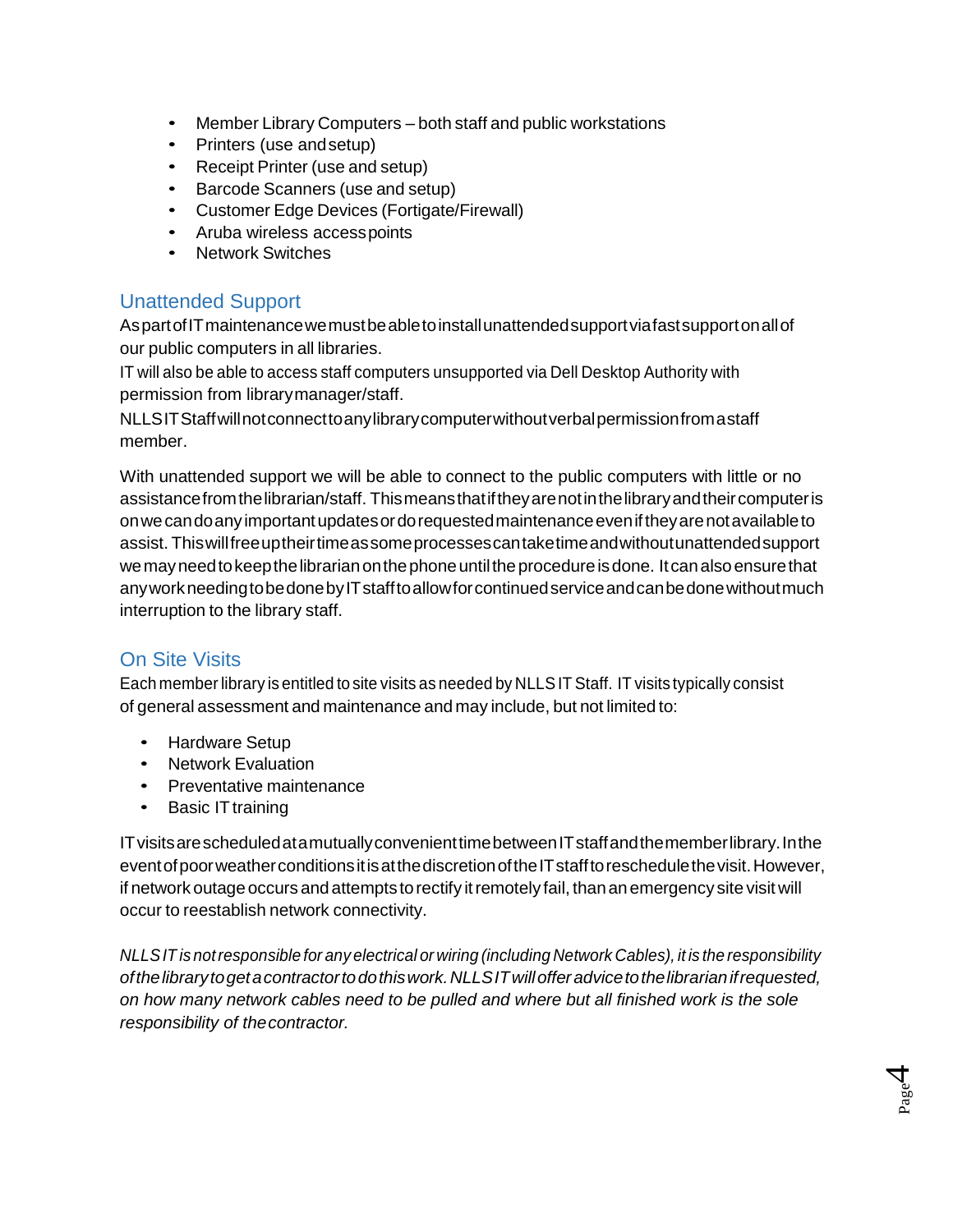- Member Library Computers – both staff and public workstations
- Printers (use and setup)
- Receipt Printer (use and setup)
- Barcode Scanners (use and setup)
- Customer Edge Devices (Fortigate/Firewall)
- Aruba wireless access points
- Network Switches

## Unattended Support

As part of IT maintenance we must be able to install unattended support via fastsupport on all of our public computers in all libraries.

IT will also be able to access staff computers unsupported via Dell Desktop Authority with permission from library manager/staff.

NLLS IT Staff will not connect to any library computer without verbal permission from a staff member.

With unattended support we will be able to connect to the public computers with little or no assistance from the librarian/staff. This means that if they are not in the library and their computer is on we can do any important updates or do requested maintenance even if they are not available to assist. This will free up their time as some processes can take time and without unattended support we may need to keep the librarian on the phone until the procedure is done. It can also ensure that any work needing to be done by IT staff to allow for continued service and can be done without much interruption to the library staff.

## On Site Visits

Each member library is entitled to site visits as needed by NLLS IT Staff. IT visits typically consist of general assessment and maintenance and may include, but not limited to:

- Hardware Setup
- Network Evaluation
- Preventative maintenance
- Basic IT training

IT visits are scheduled at a mutually convenient time between IT staff and the member library. In the event of poor weather conditions it is at the discretion of the IT staff to reschedule the visit. However, if network outage occurs and attempts to rectify it remotely fail, than an emergency site visit will occur to reestablish network connectivity.

*NLLS IT is not responsible for any electrical or wiring (including Network Cables), it is the responsibility of the library to get a contractor to do this work. NLLS IT will offer advice to the librarian if requested, on how many network cables need to be pulled and where but all finished work is the sole responsibility of the contractor.*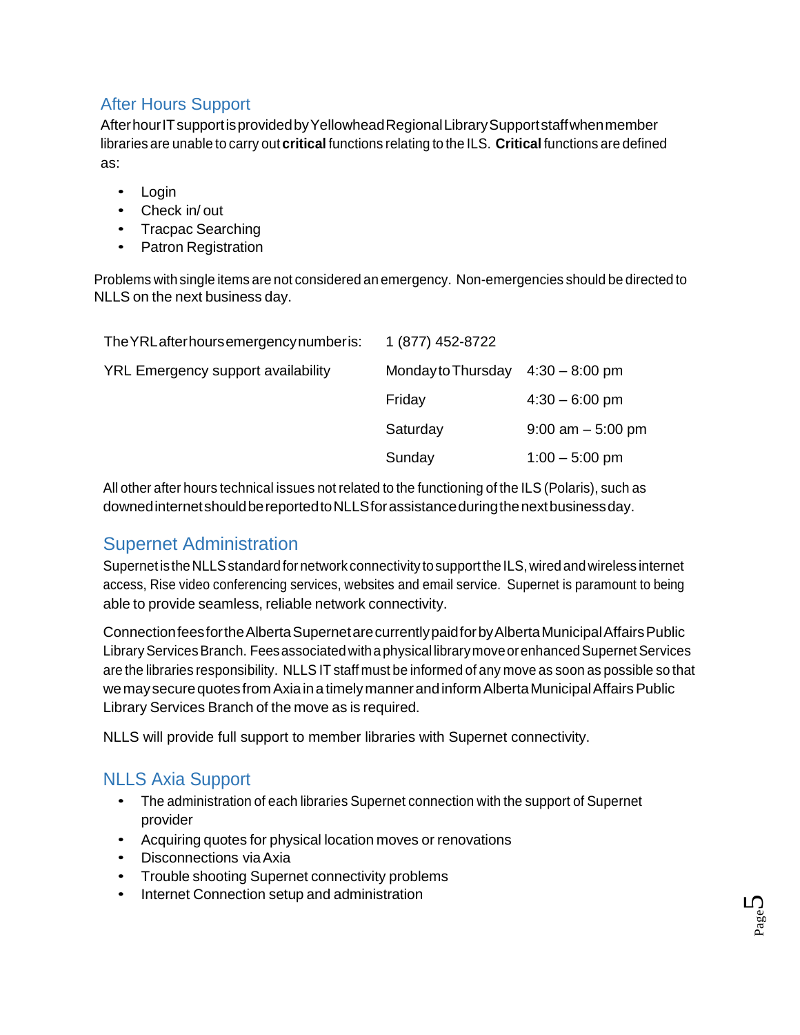## After Hours Support

After hour IT support is provided by Yellowhead Regional Library Support staff when member libraries are unable to carry out **critical** functions relating to the ILS. **Critical** functions are defined as:

- Login
- Check in/ out
- Tracpac Searching
- Patron Registration

Problems with single items are not considered an emergency. Non-emergencies should be directed to NLLS on the next business day.

| | | |
|---|---|---|
| The YRL after hours emergency number is: | 1 (877) 452-8722 | |
| YRL Emergency support availability | Monday to Thursday | 4:30 – 8:00 pm |
| | Friday | 4:30 – 6:00 pm |
| | Saturday | 9:00 am – 5:00 pm |
| | Sunday | 1:00 – 5:00 pm |

All other after hours technical issues not related to the functioning of the ILS (Polaris), such as downed internet should be reported to NLLS for assistance during the next business day.

## Supernet Administration

Supernet is the NLLS standard for network connectivity to support the ILS, wired and wireless internet access, Rise video conferencing services, websites and email service. Supernet is paramount to being able to provide seamless, reliable network connectivity.

Connection fees for the Alberta Supernet are currently paid for by Alberta Municipal Affairs Public Library Services Branch. Fees associated with a physical library move or enhanced Supernet Services are the libraries responsibility. NLLS IT staff must be informed of any move as soon as possible so that we may secure quotes from Axia in a timely manner and inform Alberta Municipal Affairs Public Library Services Branch of the move as is required.

NLLS will provide full support to member libraries with Supernet connectivity.

## NLLS Axia Support

- The administration of each libraries Supernet connection with the support of Supernet provider
- Acquiring quotes for physical location moves or renovations
- Disconnections via Axia
- Trouble shooting Supernet connectivity problems
- Internet Connection setup and administration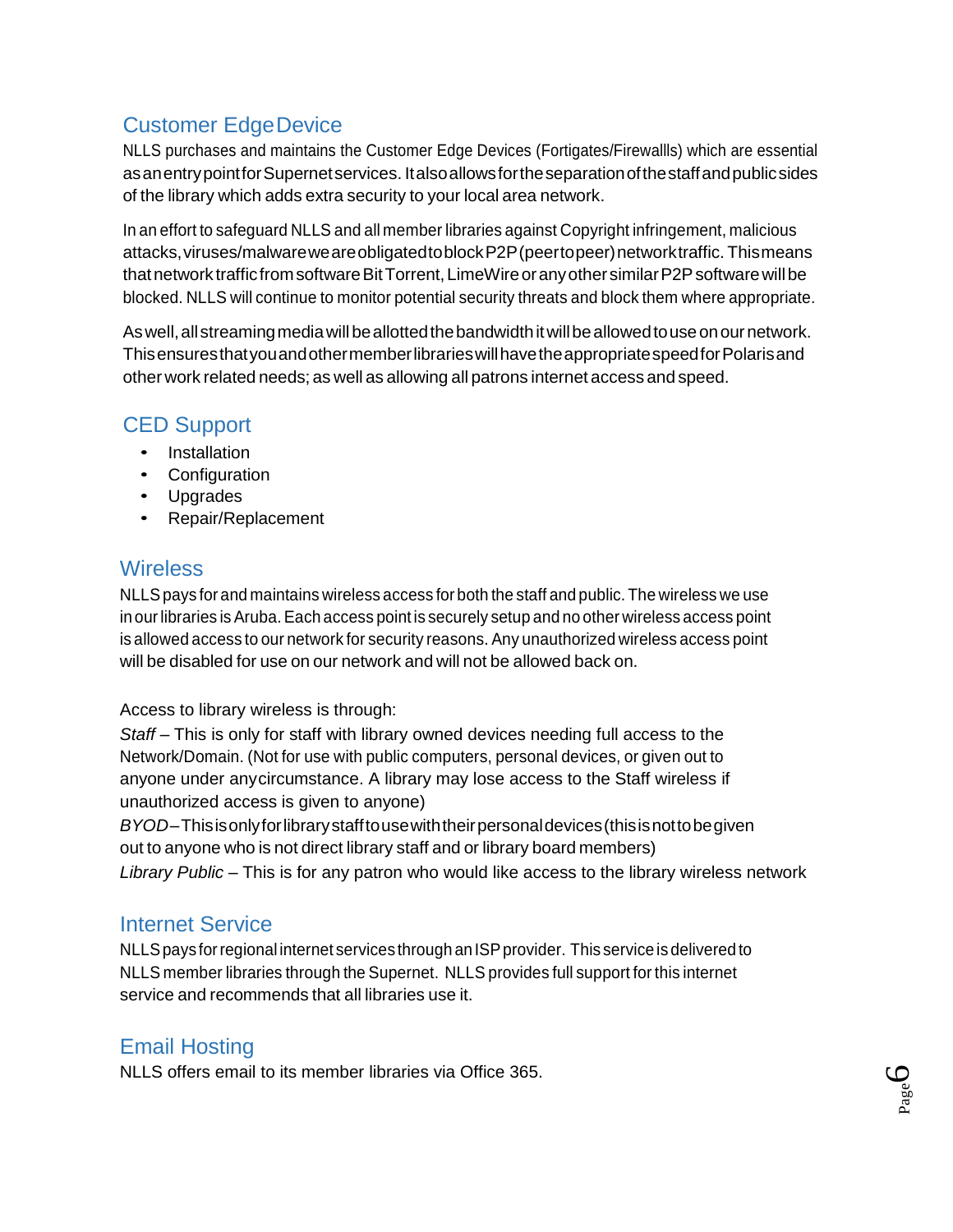## Customer Edge Device

NLLS purchases and maintains the Customer Edge Devices (Fortigates/Firewallls) which are essential as an entry point for Supernet services. It also allows for the separation of the staff and public sides of the library which adds extra security to your local area network.

In an effort to safeguard NLLS and all member libraries against Copyright infringement, malicious attacks, viruses/malware we are obligated to block P2P (peer to peer) network traffic. This means that network traffic from software Bit Torrent, LimeWire or any other similar P2P software will be blocked. NLLS will continue to monitor potential security threats and block them where appropriate.

As well, all streaming media will be allotted the bandwidth it will be allowed to use on our network. This ensures that you and other member libraries will have the appropriate speed for Polaris and other work related needs; as well as allowing all patrons internet access and speed.

## CED Support

- Installation
- Configuration
- Upgrades
- Repair/Replacement

## Wireless

NLLS pays for and maintains wireless access for both the staff and public. The wireless we use in our libraries is Aruba. Each access point is securely setup and no other wireless access point is allowed access to our network for security reasons. Any unauthorized wireless access point will be disabled for use on our network and will not be allowed back on.

Access to library wireless is through:

*Staff* – This is only for staff with library owned devices needing full access to the Network/Domain. (Not for use with public computers, personal devices, or given out to anyone under any circumstance. A library may lose access to the Staff wireless if unauthorized access is given to anyone)

*BYOD* – This is only for library staff to use with their personal devices (this is not to be given out to anyone who is not direct library staff and or library board members)

*Library Public* – This is for any patron who would like access to the library wireless network

## Internet Service

NLLS pays for regional internet services through an ISP provider. This service is delivered to NLLS member libraries through the Supernet. NLLS provides full support for this internet service and recommends that all libraries use it.

## Email Hosting

NLLS offers email to its member libraries via Office 365.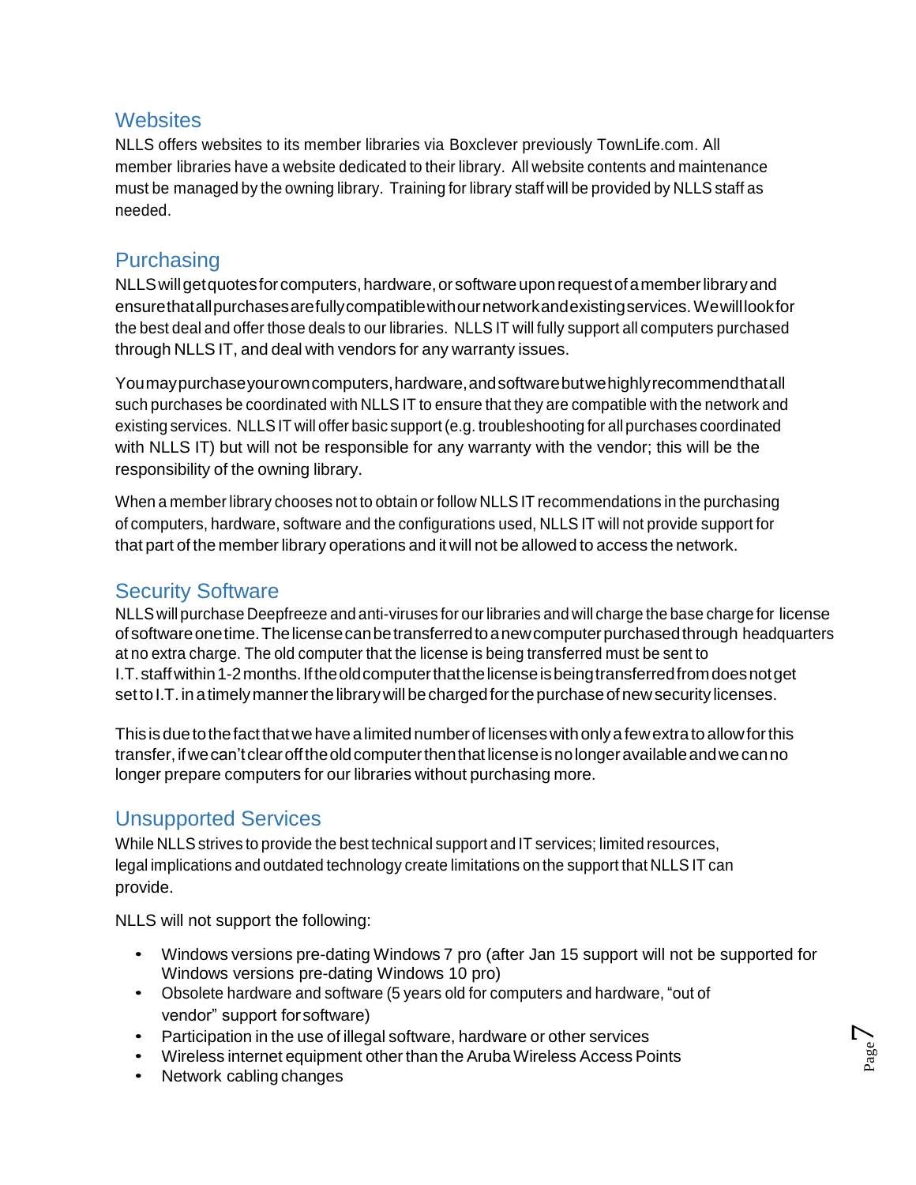## Websites

NLLS offers websites to its member libraries via Boxclever previously TownLife.com. All member libraries have a website dedicated to their library. All website contents and maintenance must be managed by the owning library. Training for library staff will be provided by NLLS staff as needed.

## Purchasing

NLLS will get quotes for computers, hardware, or software upon request of a member library and ensure that all purchases are fully compatible with our network and existing services. We will look for the best deal and offer those deals to our libraries. NLLS IT will fully support all computers purchased through NLLS IT, and deal with vendors for any warranty issues.

You may purchase your own computers, hardware, and software but we highly recommend that all such purchases be coordinated with NLLS IT to ensure that they are compatible with the network and existing services. NLLS IT will offer basic support (e.g. troubleshooting for all purchases coordinated with NLLS IT) but will not be responsible for any warranty with the vendor; this will be the responsibility of the owning library.

When a member library chooses not to obtain or follow NLLS IT recommendations in the purchasing of computers, hardware, software and the configurations used, NLLS IT will not provide support for that part of the member library operations and it will not be allowed to access the network.

## Security Software

NLLS will purchase Deepfreeze and anti-viruses for our libraries and will charge the base charge for license of software one time. The license can be transferred to a new computer purchased through headquarters at no extra charge. The old computer that the license is being transferred must be sent to I.T. staff within 1-2 months. If the old computer that the license is being transferred from does not get set to I.T. in a timely manner the library will be charged for the purchase of new security licenses.

This is due to the fact that we have a limited number of licenses with only a few extra to allow for this transfer, if we can't clear off the old computer then that license is no longer available and we can no longer prepare computers for our libraries without purchasing more.

## Unsupported Services

While NLLS strives to provide the best technical support and IT services; limited resources, legal implications and outdated technology create limitations on the support that NLLS IT can provide.

NLLS will not support the following:

- Windows versions pre-dating Windows 7 pro (after Jan 15 support will not be supported for Windows versions pre-dating Windows 10 pro)
- Obsolete hardware and software (5 years old for computers and hardware, "out of vendor" support for software)
- Participation in the use of illegal software, hardware or other services
- Wireless internet equipment other than the Aruba Wireless Access Points
- Network cabling changes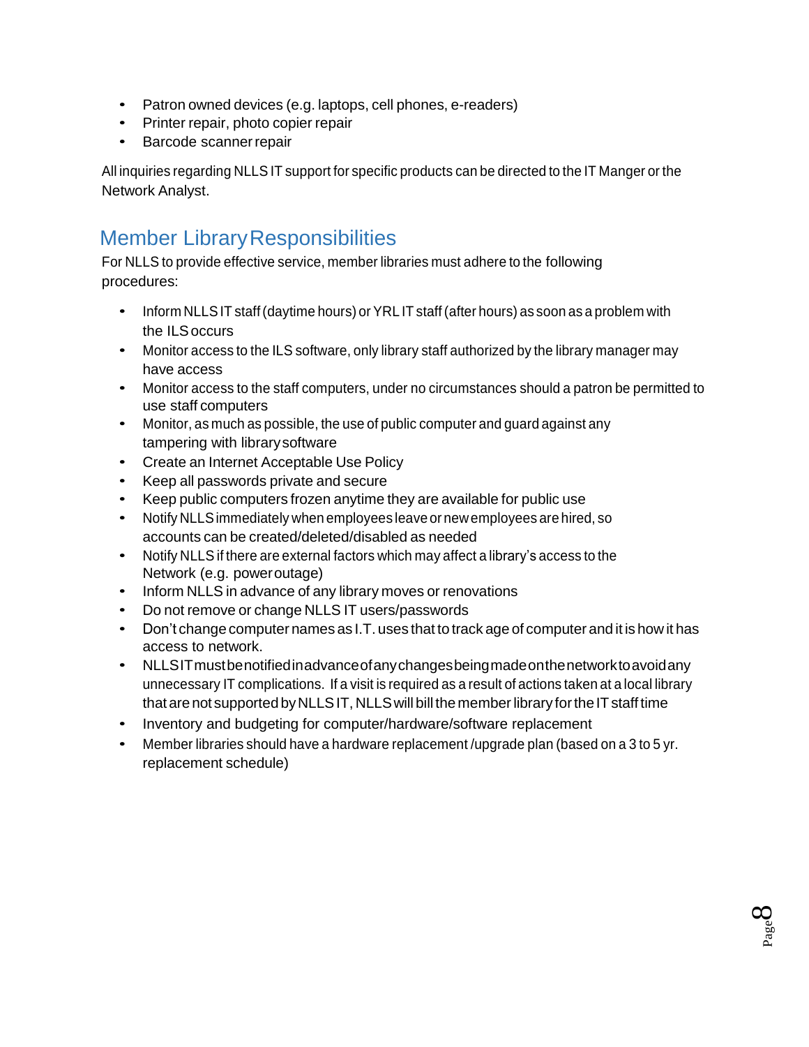- Patron owned devices (e.g. laptops, cell phones, e-readers)
- Printer repair, photo copier repair
- Barcode scanner repair

All inquiries regarding NLLS IT support for specific products can be directed to the IT Manger or the Network Analyst.

## Member Library Responsibilities

For NLLS to provide effective service, member libraries must adhere to the following procedures:

- Inform NLLS IT staff (daytime hours) or YRL IT staff (after hours) as soon as a problem with the ILS occurs
- Monitor access to the ILS software, only library staff authorized by the library manager may have access
- Monitor access to the staff computers, under no circumstances should a patron be permitted to use staff computers
- Monitor, as much as possible, the use of public computer and guard against any tampering with library software
- Create an Internet Acceptable Use Policy
- Keep all passwords private and secure
- Keep public computers frozen anytime they are available for public use
- Notify NLLS immediately when employees leave or new employees are hired, so accounts can be created/deleted/disabled as needed
- Notify NLLS if there are external factors which may affect a library's access to the Network (e.g. power outage)
- Inform NLLS in advance of any library moves or renovations
- Do not remove or change NLLS IT users/passwords
- Don't change computer names as I.T. uses that to track age of computer and it is how it has access to network.
- NLLS IT must be notified in advance of any changes being made on the network to avoid any unnecessary IT complications. If a visit is required as a result of actions taken at a local library that are not supported by NLLS IT, NLLS will bill the member library for the IT staff time
- Inventory and budgeting for computer/hardware/software replacement
- Member libraries should have a hardware replacement /upgrade plan (based on a 3 to 5 yr. replacement schedule)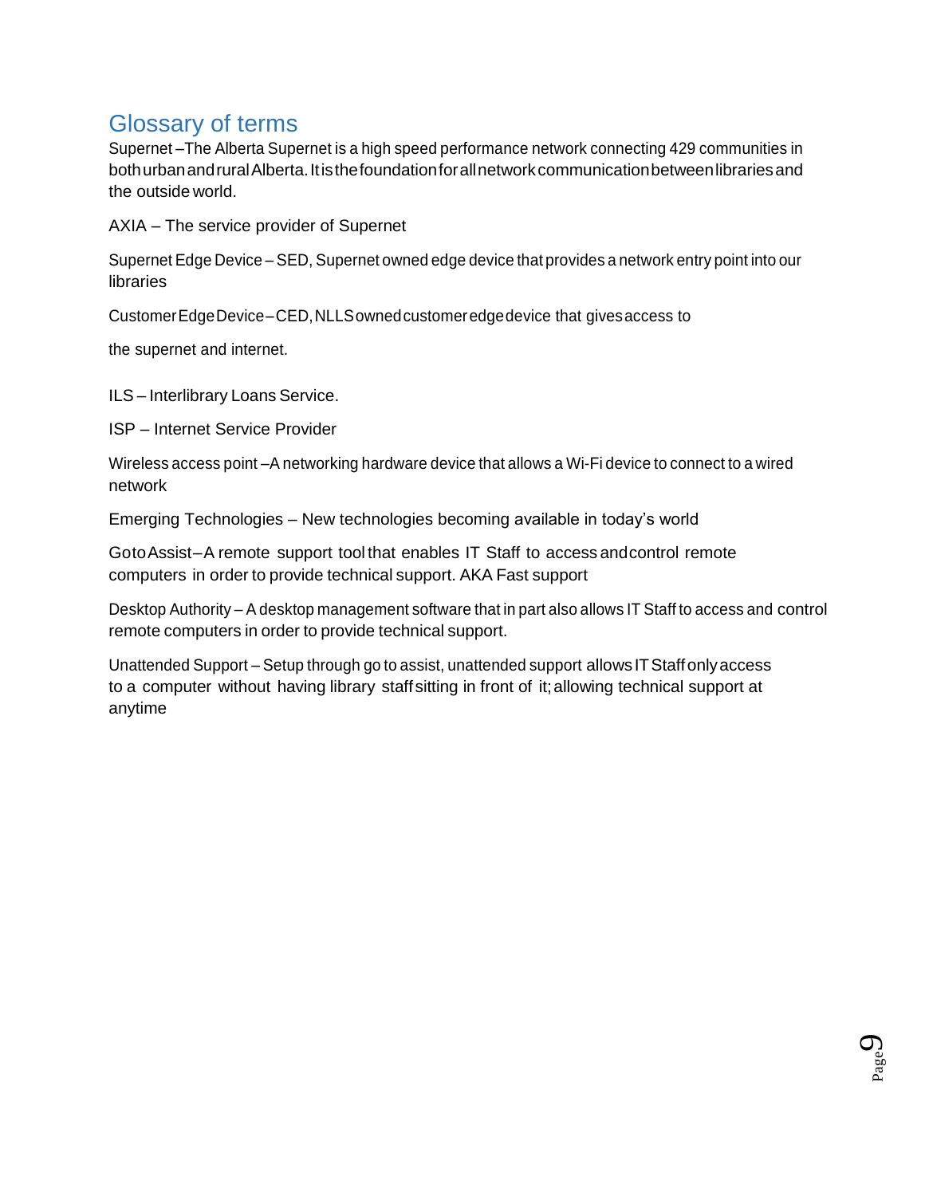## Glossary of terms

Supernet –The Alberta Supernet is a high speed performance network connecting 429 communities in both urban and rural Alberta. It is the foundation for all network communication between libraries and the outside world.

AXIA – The service provider of Supernet

Supernet Edge Device – SED, Supernet owned edge device that provides a network entry point into our libraries

Customer Edge Device – CED, NLLS owned customer edge device that gives access to

the supernet and internet.

ILS – Interlibrary Loans Service.

ISP – Internet Service Provider

Wireless access point –A networking hardware device that allows a Wi-Fi device to connect to a wired network

Emerging Technologies – New technologies becoming available in today's world

GotoAssist–A remote support tool that enables IT Staff to access and control remote computers in order to provide technical support. AKA Fast support

Desktop Authority – A desktop management software that in part also allows IT Staff to access and control remote computers in order to provide technical support.

Unattended Support – Setup through go to assist, unattended support allows IT Staff only access to a computer without having library staff sitting in front of it; allowing technical support at anytime